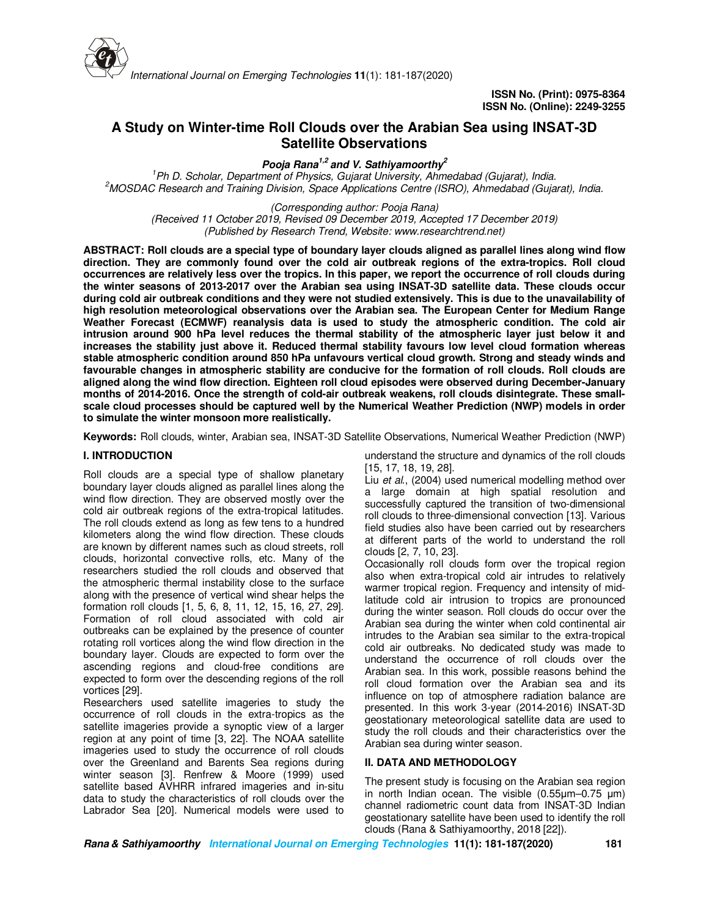ISSN No. (Print): 0975-8364
ISSN No. (Online): 2249-3255

# A Study on Winter-time Roll Clouds over the Arabian Sea using INSAT-3D Satellite Observations

***Pooja Rana*[1,2] *and V. Sathiyamoorthy*[2]**

*[1]Ph D. Scholar, Department of Physics, Gujarat University, Ahmedabad (Gujarat), India.*
*[2]MOSDAC Research and Training Division, Space Applications Centre (ISRO), Ahmedabad (Gujarat), India.*

*(Corresponding author: Pooja Rana)*
*(Received 11 October 2019, Revised 09 December 2019, Accepted 17 December 2019)*
*(Published by Research Trend, Website: www.researchtrend.net)*

**ABSTRACT: Roll clouds are a special type of boundary layer clouds aligned as parallel lines along wind flow direction. They are commonly found over the cold air outbreak regions of the extra-tropics. Roll cloud occurrences are relatively less over the tropics. In this paper, we report the occurrence of roll clouds during the winter seasons of 2013-2017 over the Arabian sea using INSAT-3D satellite data. These clouds occur during cold air outbreak conditions and they were not studied extensively. This is due to the unavailability of high resolution meteorological observations over the Arabian sea. The European Center for Medium Range Weather Forecast (ECMWF) reanalysis data is used to study the atmospheric condition. The cold air intrusion around 900 hPa level reduces the thermal stability of the atmospheric layer just below it and increases the stability just above it. Reduced thermal stability favours low level cloud formation whereas stable atmospheric condition around 850 hPa unfavours vertical cloud growth. Strong and steady winds and favourable changes in atmospheric stability are conducive for the formation of roll clouds. Roll clouds are aligned along the wind flow direction. Eighteen roll cloud episodes were observed during December-January months of 2014-2016. Once the strength of cold-air outbreak weakens, roll clouds disintegrate. These small-scale cloud processes should be captured well by the Numerical Weather Prediction (NWP) models in order to simulate the winter monsoon more realistically.**

**Keywords:** Roll clouds, winter, Arabian sea, INSAT-3D Satellite Observations, Numerical Weather Prediction (NWP)

## I. INTRODUCTION

Roll clouds are a special type of shallow planetary boundary layer clouds aligned as parallel lines along the wind flow direction. They are observed mostly over the cold air outbreak regions of the extra-tropical latitudes. The roll clouds extend as long as few tens to a hundred kilometers along the wind flow direction. These clouds are known by different names such as cloud streets, roll clouds, horizontal convective rolls, etc. Many of the researchers studied the roll clouds and observed that the atmospheric thermal instability close to the surface along with the presence of vertical wind shear helps the formation roll clouds [1, 5, 6, 8, 11, 12, 15, 16, 27, 29]. Formation of roll cloud associated with cold air outbreaks can be explained by the presence of counter rotating roll vortices along the wind flow direction in the boundary layer. Clouds are expected to form over the ascending regions and cloud-free conditions are expected to form over the descending regions of the roll vortices [29].

Researchers used satellite imageries to study the occurrence of roll clouds in the extra-tropics as the satellite imageries provide a synoptic view of a larger region at any point of time [3, 22]. The NOAA satellite imageries used to study the occurrence of roll clouds over the Greenland and Barents Sea regions during winter season [3]. Renfrew & Moore (1999) used satellite based AVHRR infrared imageries and in-situ data to study the characteristics of roll clouds over the Labrador Sea [20]. Numerical models were used to understand the structure and dynamics of the roll clouds [15, 17, 18, 19, 28].

Liu *et al*., (2004) used numerical modelling method over a large domain at high spatial resolution and successfully captured the transition of two-dimensional roll clouds to three-dimensional convection [13]. Various field studies also have been carried out by researchers at different parts of the world to understand the roll clouds [2, 7, 10, 23].

Occasionally roll clouds form over the tropical region also when extra-tropical cold air intrudes to relatively warmer tropical region. Frequency and intensity of mid-latitude cold air intrusion to tropics are pronounced during the winter season. Roll clouds do occur over the Arabian sea during the winter when cold continental air intrudes to the Arabian sea similar to the extra-tropical cold air outbreaks. No dedicated study was made to understand the occurrence of roll clouds over the Arabian sea. In this work, possible reasons behind the roll cloud formation over the Arabian sea and its influence on top of atmosphere radiation balance are presented. In this work 3-year (2014-2016) INSAT-3D geostationary meteorological satellite data are used to study the roll clouds and their characteristics over the Arabian sea during winter season.

## II. DATA AND METHODOLOGY

The present study is focusing on the Arabian sea region in north Indian ocean. The visible (0.55µm–0.75 µm) channel radiometric count data from INSAT-3D Indian geostationary satellite have been used to identify the roll clouds (Rana & Sathiyamoorthy, 2018 [22]).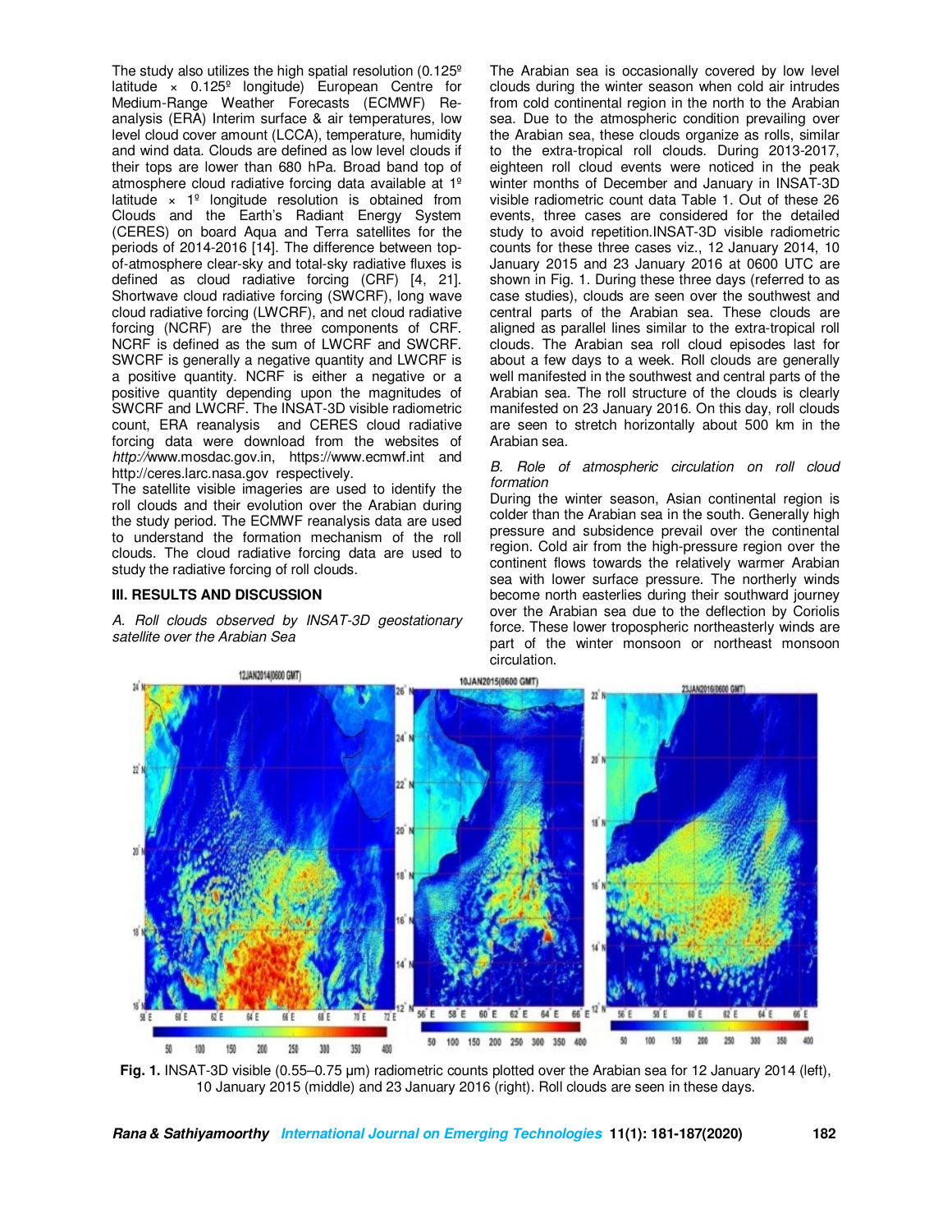The study also utilizes the high spatial resolution (0.125º latitude × 0.125º longitude) European Centre for Medium-Range Weather Forecasts (ECMWF) Re-analysis (ERA) Interim surface & air temperatures, low level cloud cover amount (LCCA), temperature, humidity and wind data. Clouds are defined as low level clouds if their tops are lower than 680 hPa. Broad band top of atmosphere cloud radiative forcing data available at 1º latitude × 1º longitude resolution is obtained from Clouds and the Earth's Radiant Energy System (CERES) on board Aqua and Terra satellites for the periods of 2014-2016 [14]. The difference between top-of-atmosphere clear-sky and total-sky radiative fluxes is defined as cloud radiative forcing (CRF) [4, 21]. Shortwave cloud radiative forcing (SWCRF), long wave cloud radiative forcing (LWCRF), and net cloud radiative forcing (NCRF) are the three components of CRF. NCRF is defined as the sum of LWCRF and SWCRF. SWCRF is generally a negative quantity and LWCRF is a positive quantity. NCRF is either a negative or a positive quantity depending upon the magnitudes of SWCRF and LWCRF. The INSAT-3D visible radiometric count, ERA reanalysis and CERES cloud radiative forcing data were download from the websites of *http://*www.mosdac.gov.in, https://www.ecmwf.int and http://ceres.larc.nasa.gov respectively.

The satellite visible imageries are used to identify the roll clouds and their evolution over the Arabian during the study period. The ECMWF reanalysis data are used to understand the formation mechanism of the roll clouds. The cloud radiative forcing data are used to study the radiative forcing of roll clouds.

## III. RESULTS AND DISCUSSION

### *A. Roll clouds observed by INSAT-3D geostationary satellite over the Arabian Sea*

The Arabian sea is occasionally covered by low level clouds during the winter season when cold air intrudes from cold continental region in the north to the Arabian sea. Due to the atmospheric condition prevailing over the Arabian sea, these clouds organize as rolls, similar to the extra-tropical roll clouds. During 2013-2017, eighteen roll cloud events were noticed in the peak winter months of December and January in INSAT-3D visible radiometric count data Table 1. Out of these 26 events, three cases are considered for the detailed study to avoid repetition.INSAT-3D visible radiometric counts for these three cases viz., 12 January 2014, 10 January 2015 and 23 January 2016 at 0600 UTC are shown in Fig. 1. During these three days (referred to as case studies), clouds are seen over the southwest and central parts of the Arabian sea. These clouds are aligned as parallel lines similar to the extra-tropical roll clouds. The Arabian sea roll cloud episodes last for about a few days to a week. Roll clouds are generally well manifested in the southwest and central parts of the Arabian sea. The roll structure of the clouds is clearly manifested on 23 January 2016. On this day, roll clouds are seen to stretch horizontally about 500 km in the Arabian sea.

### *B. Role of atmospheric circulation on roll cloud formation*

During the winter season, Asian continental region is colder than the Arabian sea in the south. Generally high pressure and subsidence prevail over the continental region. Cold air from the high-pressure region over the continent flows towards the relatively warmer Arabian sea with lower surface pressure. The northerly winds become north easterlies during their southward journey over the Arabian sea due to the deflection by Coriolis force. These lower tropospheric northeasterly winds are part of the winter monsoon or northeast monsoon circulation.

**Fig. 1.** INSAT-3D visible (0.55–0.75 µm) radiometric counts plotted over the Arabian sea for 12 January 2014 (left), 10 January 2015 (middle) and 23 January 2016 (right). Roll clouds are seen in these days.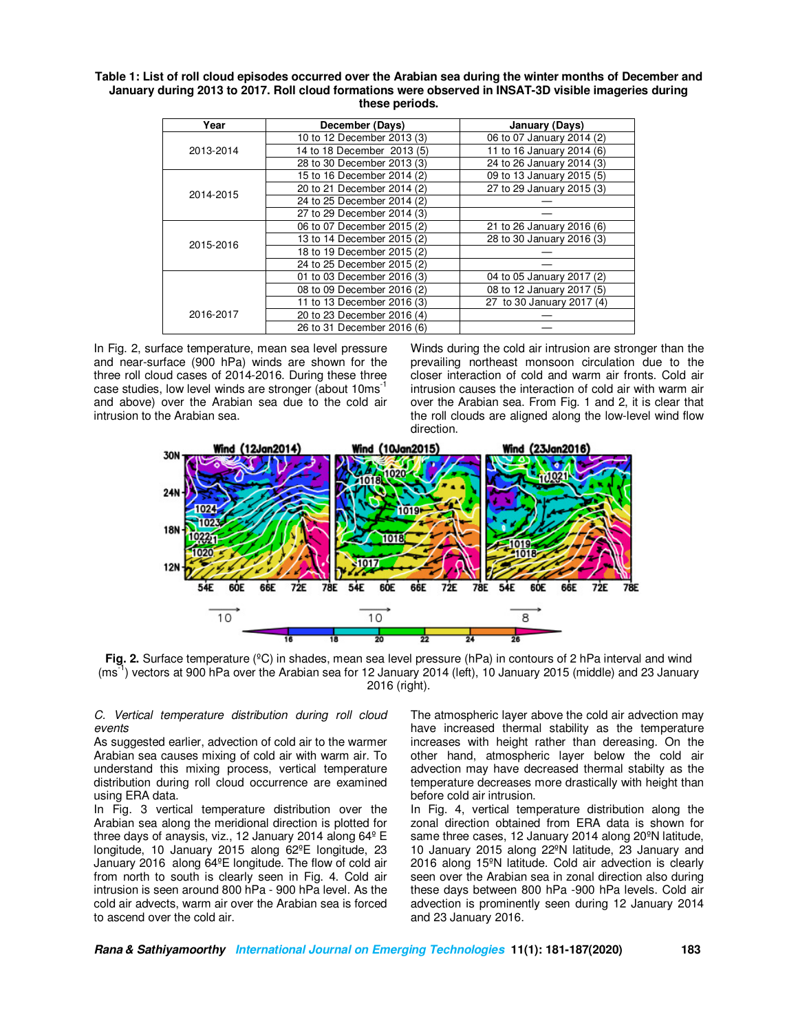**Table 1: List of roll cloud episodes occurred over the Arabian sea during the winter months of December and January during 2013 to 2017. Roll cloud formations were observed in INSAT-3D visible imageries during these periods.**

| Year | December (Days) | January (Days) |
|---|---|---|
| 2013-2014 | 10 to 12 December 2013 (3) | 06 to 07 January 2014 (2) |
| | 14 to 18 December 2013 (5) | 11 to 16 January 2014 (6) |
| | 28 to 30 December 2013 (3) | 24 to 26 January 2014 (3) |
| 2014-2015 | 15 to 16 December 2014 (2) | 09 to 13 January 2015 (5) |
| | 20 to 21 December 2014 (2) | 27 to 29 January 2015 (3) |
| | 24 to 25 December 2014 (2) | — |
| | 27 to 29 December 2014 (3) | — |
| 2015-2016 | 06 to 07 December 2015 (2) | 21 to 26 January 2016 (6) |
| | 13 to 14 December 2015 (2) | 28 to 30 January 2016 (3) |
| | 18 to 19 December 2015 (2) | — |
| | 24 to 25 December 2015 (2) | — |
| 2016-2017 | 01 to 03 December 2016 (3) | 04 to 05 January 2017 (2) |
| | 08 to 09 December 2016 (2) | 08 to 12 January 2017 (5) |
| | 11 to 13 December 2016 (3) | 27 to 30 January 2017 (4) |
| | 20 to 23 December 2016 (4) | — |
| | 26 to 31 December 2016 (6) | — |

In Fig. 2, surface temperature, mean sea level pressure and near-surface (900 hPa) winds are shown for the three roll cloud cases of 2014-2016. During these three case studies, low level winds are stronger (about 10ms$^{-1}$ and above) over the Arabian sea due to the cold air intrusion to the Arabian sea. Winds during the cold air intrusion are stronger than the prevailing northeast monsoon circulation due to the closer interaction of cold and warm air fronts. Cold air intrusion causes the interaction of cold air with warm air over the Arabian sea. From Fig. 1 and 2, it is clear that the roll clouds are aligned along the low-level wind flow direction.

**Fig. 2.** Surface temperature (ºC) in shades, mean sea level pressure (hPa) in contours of 2 hPa interval and wind (ms$^{-1}$) vectors at 900 hPa over the Arabian sea for 12 January 2014 (left), 10 January 2015 (middle) and 23 January 2016 (right).

*C. Vertical temperature distribution during roll cloud events*

As suggested earlier, advection of cold air to the warmer Arabian sea causes mixing of cold air with warm air. To understand this mixing process, vertical temperature distribution during roll cloud occurrence are examined using ERA data.

In Fig. 3 vertical temperature distribution over the Arabian sea along the meridional direction is plotted for three days of anaysis, viz., 12 January 2014 along 64º E longitude, 10 January 2015 along 62ºE longitude, 23 January 2016 along 64ºE longitude. The flow of cold air from north to south is clearly seen in Fig. 4. Cold air intrusion is seen around 800 hPa - 900 hPa level. As the cold air advects, warm air over the Arabian sea is forced to ascend over the cold air.

The atmospheric layer above the cold air advection may have increased thermal stability as the temperature increases with height rather than dereasing. On the other hand, atmospheric layer below the cold air advection may have decreased thermal stabilty as the temperature decreases more drastically with height than before cold air intrusion.

In Fig. 4, vertical temperature distribution along the zonal direction obtained from ERA data is shown for same three cases, 12 January 2014 along 20ºN latitude, 10 January 2015 along 22ºN latitude, 23 January and 2016 along 15ºN latitude. Cold air advection is clearly seen over the Arabian sea in zonal direction also during these days between 800 hPa -900 hPa levels. Cold air advection is prominently seen during 12 January 2014 and 23 January 2016.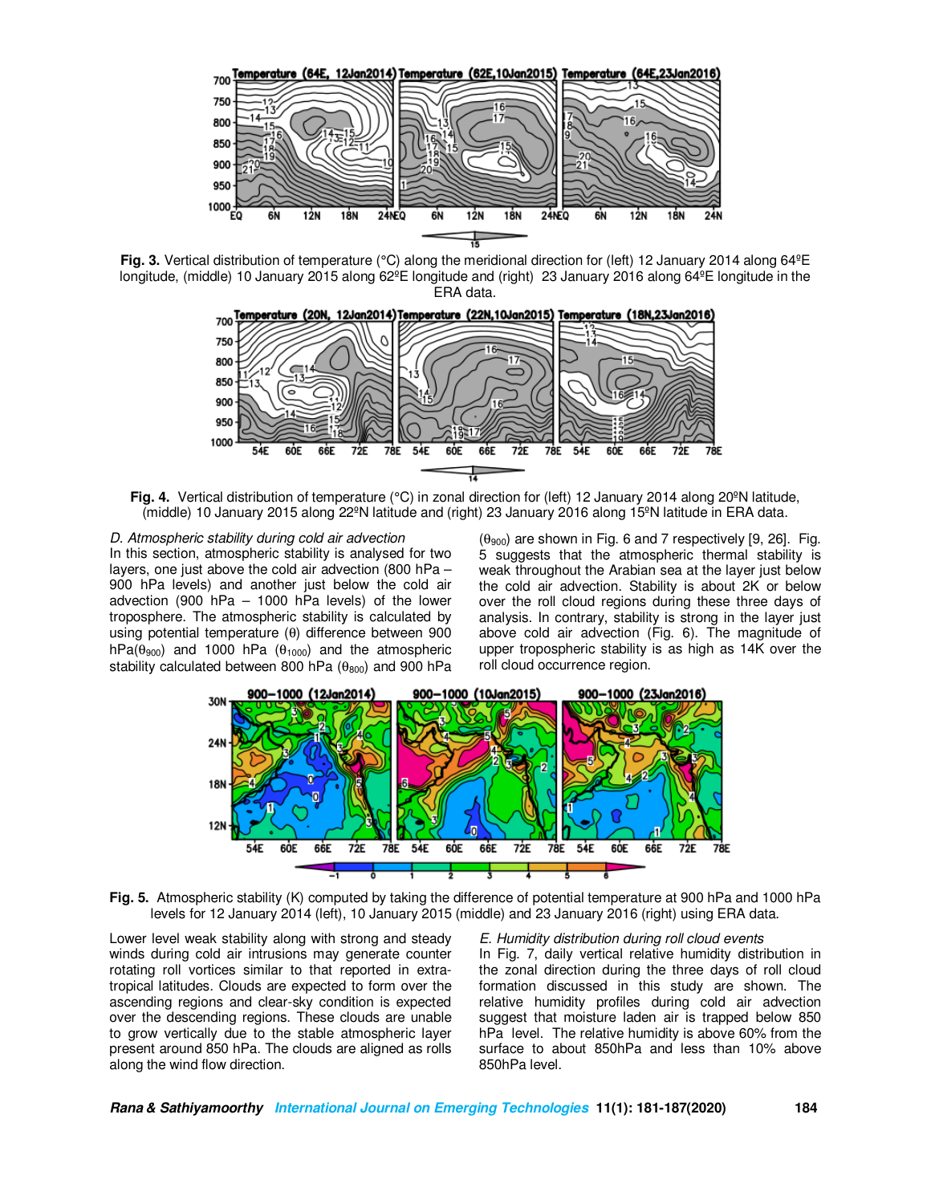**Fig. 3.** Vertical distribution of temperature (°C) along the meridional direction for (left) 12 January 2014 along 64ºE longitude, (middle) 10 January 2015 along 62ºE longitude and (right) 23 January 2016 along 64ºE longitude in the ERA data.

**Fig. 4.** Vertical distribution of temperature (°C) in zonal direction for (left) 12 January 2014 along 20ºN latitude, (middle) 10 January 2015 along 22ºN latitude and (right) 23 January 2016 along 15ºN latitude in ERA data.

*D. Atmospheric stability during cold air advection*

In this section, atmospheric stability is analysed for two layers, one just above the cold air advection (800 hPa – 900 hPa levels) and another just below the cold air advection (900 hPa – 1000 hPa levels) of the lower troposphere. The atmospheric stability is calculated by using potential temperature (θ) difference between 900 hPa($\theta_{900}$) and 1000 hPa ($\theta_{1000}$) and the atmospheric stability calculated between 800 hPa ($\theta_{800}$) and 900 hPa ($\theta_{900}$) are shown in Fig. 6 and 7 respectively [9, 26]. Fig. 5 suggests that the atmospheric thermal stability is weak throughout the Arabian sea at the layer just below the cold air advection. Stability is about 2K or below over the roll cloud regions during these three days of analysis. In contrary, stability is strong in the layer just above cold air advection (Fig. 6). The magnitude of upper tropospheric stability is as high as 14K over the roll cloud occurrence region.

**Fig. 5.** Atmospheric stability (K) computed by taking the difference of potential temperature at 900 hPa and 1000 hPa levels for 12 January 2014 (left), 10 January 2015 (middle) and 23 January 2016 (right) using ERA data.

Lower level weak stability along with strong and steady winds during cold air intrusions may generate counter rotating roll vortices similar to that reported in extra-tropical latitudes. Clouds are expected to form over the ascending regions and clear-sky condition is expected over the descending regions. These clouds are unable to grow vertically due to the stable atmospheric layer present around 850 hPa. The clouds are aligned as rolls along the wind flow direction.

*E. Humidity distribution during roll cloud events*

In Fig. 7, daily vertical relative humidity distribution in the zonal direction during the three days of roll cloud formation discussed in this study are shown. The relative humidity profiles during cold air advection suggest that moisture laden air is trapped below 850 hPa level. The relative humidity is above 60% from the surface to about 850hPa and less than 10% above 850hPa level.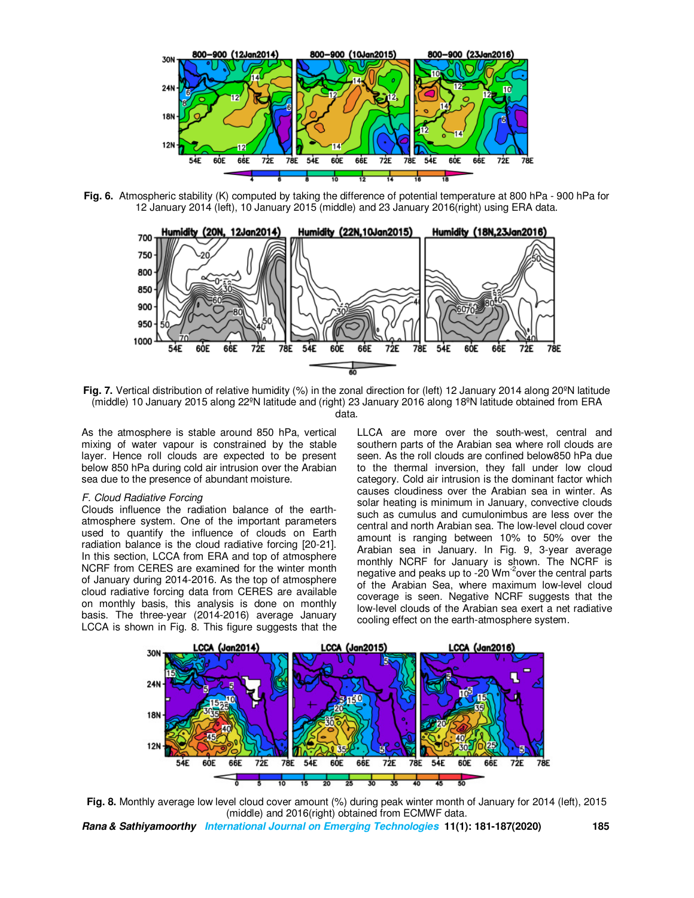**Fig. 6.** Atmospheric stability (K) computed by taking the difference of potential temperature at 800 hPa - 900 hPa for 12 January 2014 (left), 10 January 2015 (middle) and 23 January 2016(right) using ERA data.

**Fig. 7.** Vertical distribution of relative humidity (%) in the zonal direction for (left) 12 January 2014 along 20ºN latitude (middle) 10 January 2015 along 22ºN latitude and (right) 23 January 2016 along 18ºN latitude obtained from ERA data.

As the atmosphere is stable around 850 hPa, vertical mixing of water vapour is constrained by the stable layer. Hence roll clouds are expected to be present below 850 hPa during cold air intrusion over the Arabian sea due to the presence of abundant moisture.

*F. Cloud Radiative Forcing*

Clouds influence the radiation balance of the earth-atmosphere system. One of the important parameters used to quantify the influence of clouds on Earth radiation balance is the cloud radiative forcing [20-21]. In this section, LCCA from ERA and top of atmosphere NCRF from CERES are examined for the winter month of January during 2014-2016. As the top of atmosphere cloud radiative forcing data from CERES are available on monthly basis, this analysis is done on monthly basis. The three-year (2014-2016) average January LCCA is shown in Fig. 8. This figure suggests that the LLCA are more over the south-west, central and southern parts of the Arabian sea where roll clouds are seen. As the roll clouds are confined below850 hPa due to the thermal inversion, they fall under low cloud category. Cold air intrusion is the dominant factor which causes cloudiness over the Arabian sea in winter. As solar heating is minimum in January, convective clouds such as cumulus and cumulonimbus are less over the central and north Arabian sea. The low-level cloud cover amount is ranging between 10% to 50% over the Arabian sea in January. In Fig. 9, 3-year average monthly NCRF for January is shown. The NCRF is negative and peaks up to -20 $Wm^{-2}$over the central parts of the Arabian Sea, where maximum low-level cloud coverage is seen. Negative NCRF suggests that the low-level clouds of the Arabian sea exert a net radiative cooling effect on the earth-atmosphere system.

**Fig. 8.** Monthly average low level cloud cover amount (%) during peak winter month of January for 2014 (left), 2015 (middle) and 2016(right) obtained from ECMWF data.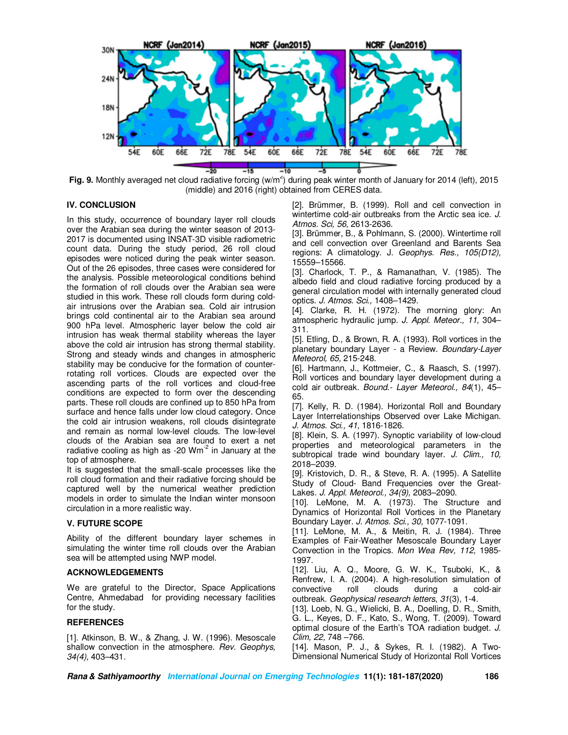**Fig. 9.** Monthly averaged net cloud radiative forcing (w/m$^2$) during peak winter month of January for 2014 (left), 2015 (middle) and 2016 (right) obtained from CERES data.

## IV. CONCLUSION

In this study, occurrence of boundary layer roll clouds over the Arabian sea during the winter season of 2013-2017 is documented using INSAT-3D visible radiometric count data. During the study period, 26 roll cloud episodes were noticed during the peak winter season. Out of the 26 episodes, three cases were considered for the analysis. Possible meteorological conditions behind the formation of roll clouds over the Arabian sea were studied in this work. These roll clouds form during cold-air intrusions over the Arabian sea. Cold air intrusion brings cold continental air to the Arabian sea around 900 hPa level. Atmospheric layer below the cold air intrusion has weak thermal stability whereas the layer above the cold air intrusion has strong thermal stability. Strong and steady winds and changes in atmospheric stability may be conducive for the formation of counter-rotating roll vortices. Clouds are expected over the ascending parts of the roll vortices and cloud-free conditions are expected to form over the descending parts. These roll clouds are confined up to 850 hPa from surface and hence falls under low cloud category. Once the cold air intrusion weakens, roll clouds disintegrate and remain as normal low-level clouds. The low-level clouds of the Arabian sea are found to exert a net radiative cooling as high as -20 Wm$^{-2}$ in January at the top of atmosphere.

It is suggested that the small-scale processes like the roll cloud formation and their radiative forcing should be captured well by the numerical weather prediction models in order to simulate the Indian winter monsoon circulation in a more realistic way.

## V. FUTURE SCOPE

Ability of the different boundary layer schemes in simulating the winter time roll clouds over the Arabian sea will be attempted using NWP model.

## ACKNOWLEDGEMENTS

We are grateful to the Director, Space Applications Centre, Ahmedabad for providing necessary facilities for the study.

## REFERENCES

[1]. Atkinson, B. W., & Zhang, J. W. (1996). Mesoscale shallow convection in the atmosphere. *Rev. Geophys, 34(4),* 403–431.

[2]. Brümmer, B. (1999). Roll and cell convection in wintertime cold-air outbreaks from the Arctic sea ice. *J. Atmos. Sci, 56,* 2613-2636.

[3]. Brümmer, B., & Pohlmann, S. (2000). Wintertime roll and cell convection over Greenland and Barents Sea regions: A climatology. J. *Geophys. Res., 105(D12),* 15559–15566.

[3]. Charlock, T. P., & Ramanathan, V. (1985). The albedo field and cloud radiative forcing produced by a general circulation model with internally generated cloud optics. *J. Atmos. Sci.,* 1408–1429.

[4]. Clarke, R. H. (1972). The morning glory: An atmospheric hydraulic jump. *J. Appl. Meteor., 11,* 304–311.

[5]. Etling, D., & Brown, R. A. (1993). Roll vortices in the planetary boundary Layer - a Review. *Boundary-Layer Meteorol, 65,* 215-248.

[6]. Hartmann, J., Kottmeier, C., & Raasch, S. (1997). Roll vortices and boundary layer development during a cold air outbreak. *Bound.- Layer Meteorol., 84*(1), 45–65.

[7]. Kelly, R. D. (1984). Horizontal Roll and Boundary Layer Interrelationships Observed over Lake Michigan. *J. Atmos. Sci., 41,* 1816-1826.

[8]. Klein, S. A. (1997). Synoptic variability of low-cloud properties and meteorological parameters in the subtropical trade wind boundary layer. *J. Clim., 10,* 2018–2039.

[9]. Kristovich, D. R., & Steve, R. A. (1995). A Satellite Study of Cloud- Band Frequencies over the Great-Lakes. *J. Appl. Meteorol., 34(9),* 2083–2090.

[10]. LeMone, M. A. (1973). The Structure and Dynamics of Horizontal Roll Vortices in the Planetary Boundary Layer. *J. Atmos. Sci., 30,* 1077-1091.

[11]. LeMone, M. A., & Meitin, R. J. (1984). Three Examples of Fair-Weather Mesoscale Boundary Layer Convection in the Tropics. *Mon Wea Rev, 112,* 1985-1997.

[12]. Liu, A. Q., Moore, G. W. K., Tsuboki, K., & Renfrew, I. A. (2004). A high-resolution simulation of convective roll clouds during a cold-air outbreak. *Geophysical research letters*, *31*(3), 1-4.

[13]. Loeb, N. G., Wielicki, B. A., Doelling, D. R., Smith, G. L., Keyes, D. F., Kato, S., Wong, T. (2009). Toward optimal closure of the Earth's TOA radiation budget. *J. Clim, 22,* 748 –766.

[14]. Mason, P. J., & Sykes, R. I. (1982). A Two-Dimensional Numerical Study of Horizontal Roll Vortices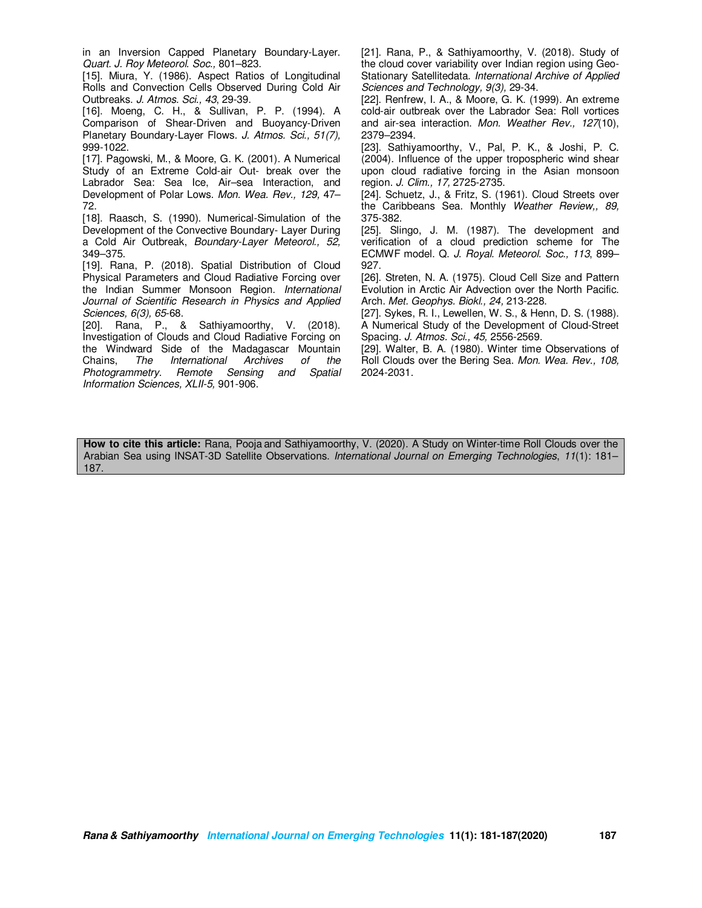in an Inversion Capped Planetary Boundary-Layer. *Quart. J. Roy Meteorol. Soc.,* 801–823.

[15]. Miura, Y. (1986). Aspect Ratios of Longitudinal Rolls and Convection Cells Observed During Cold Air Outbreaks. *J. Atmos. Sci., 43*, 29-39.

[16]. Moeng, C. H., & Sullivan, P. P. (1994). A Comparison of Shear-Driven and Buoyancy-Driven Planetary Boundary-Layer Flows. *J. Atmos. Sci., 51(7),* 999-1022.

[17]. Pagowski, M., & Moore, G. K. (2001). A Numerical Study of an Extreme Cold-air Out- break over the Labrador Sea: Sea Ice, Air–sea Interaction, and Development of Polar Lows. *Mon. Wea. Rev., 129,* 47–72.

[18]. Raasch, S. (1990). Numerical-Simulation of the Development of the Convective Boundary- Layer During a Cold Air Outbreak, *Boundary-Layer Meteorol., 52,* 349–375.

[19]. Rana, P. (2018). Spatial Distribution of Cloud Physical Parameters and Cloud Radiative Forcing over the Indian Summer Monsoon Region. *International Journal of Scientific Research in Physics and Applied Sciences, 6(3), 65*-68.

[20]. Rana, P., & Sathiyamoorthy, V. (2018). Investigation of Clouds and Cloud Radiative Forcing on the Windward Side of the Madagascar Mountain Chains, *The International Archives of the Photogrammetry. Remote Sensing and Spatial Information Sciences, XLII-5,* 901-906.

[21]. Rana, P., & Sathiyamoorthy, V. (2018). Study of the cloud cover variability over Indian region using Geo-Stationary Satellitedata. *International Archive of Applied Sciences and Technology, 9(3),* 29-34.

[22]. Renfrew, I. A., & Moore, G. K. (1999). An extreme cold-air outbreak over the Labrador Sea: Roll vortices and air-sea interaction. *Mon. Weather Rev., 127*(10), 2379–2394.

[23]. Sathiyamoorthy, V., Pal, P. K., & Joshi, P. C. (2004). Influence of the upper tropospheric wind shear upon cloud radiative forcing in the Asian monsoon region. *J. Clim., 17,* 2725-2735.

[24]. Schuetz, J., & Fritz, S. (1961). Cloud Streets over the Caribbeans Sea. Monthly *Weather Review,, 89,* 375-382.

[25]. Slingo, J. M. (1987). The development and verification of a cloud prediction scheme for The ECMWF model. Q. *J. Royal. Meteorol. Soc., 113*, 899–927.

[26]. Streten, N. A. (1975). Cloud Cell Size and Pattern Evolution in Arctic Air Advection over the North Pacific. Arch. *Met. Geophys. Biokl., 24,* 213-228.

[27]. Sykes, R. I., Lewellen, W. S., & Henn, D. S. (1988). A Numerical Study of the Development of Cloud-Street Spacing. *J. Atmos. Sci., 45,* 2556-2569.

[29]. Walter, B. A. (1980). Winter time Observations of Roll Clouds over the Bering Sea. *Mon. Wea. Rev., 108,* 2024-2031.

**How to cite this article:** Rana, Pooja and Sathiyamoorthy, V. (2020). A Study on Winter-time Roll Clouds over the Arabian Sea using INSAT-3D Satellite Observations. *International Journal on Emerging Technologies*, *11*(1): 181–187.